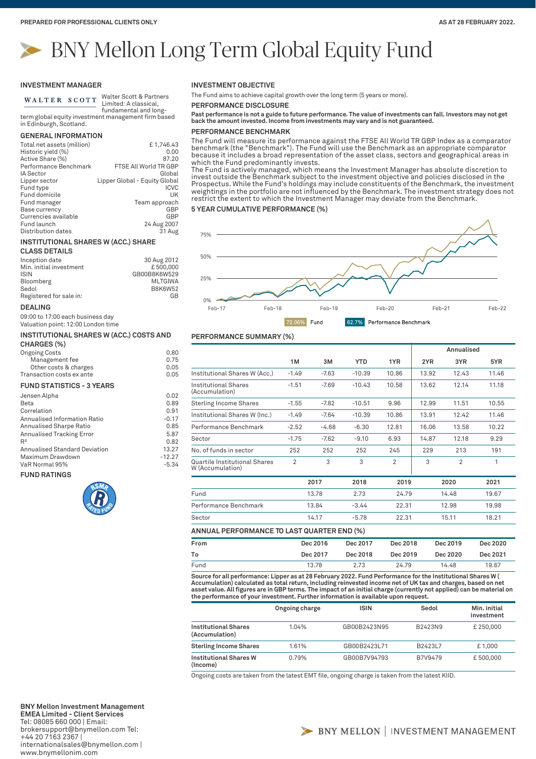PREPARED FOR PROFESSIONAL CLIENTS ONLY

AS AT 28 FEBRUARY 2022.

# BNY Mellon Long Term Global Equity Fund

## INVESTMENT MANAGER

WALTER SCOTT Walter Scott & Partners Limited: A classical, fundamental and long-term global equity investment management firm based in Edinburgh, Scotland.

## GENERAL INFORMATION

| | |
|---|---|
| Total net assets (million) | £ 1,746.43 |
| Historic yield (%) | 0.00 |
| Active Share (%) | 87.20 |
| Performance Benchmark | FTSE All World TR GBP |
| IA Sector | Global |
| Lipper sector | Lipper Global - Equity Global |
| Fund type | ICVC |
| Fund domicile | UK |
| Fund manager | Team approach |
| Base currency | GBP |
| Currencies available | GBP |
| Fund launch | 24 Aug 2007 |
| Distribution dates | 31 Aug |

## INSTITUTIONAL SHARES W (ACC.) SHARE CLASS DETAILS

| | |
|---|---|
| Inception date | 30 Aug 2012 |
| Min. initial investment | £ 500,000 |
| ISIN | GB00B8K6W529 |
| Bloomberg | MLTGIWA |
| Sedol | B8K6W52 |
| Registered for sale in: | GB |

## DEALING

09:00 to 17:00 each business day
Valuation point: 12:00 London time

## INSTITUTIONAL SHARES W (ACC.) COSTS AND CHARGES (%)

| | |
|---|---|
| Ongoing Costs | 0.80 |
| Management fee | 0.75 |
| Other costs & charges | 0.05 |
| Transaction costs ex ante | 0.05 |

## FUND STATISTICS - 3 YEARS

| | |
|---|---|
| Jensen Alpha | 0.02 |
| Beta | 0.89 |
| Correlation | 0.91 |
| Annualised Information Ratio | -0.17 |
| Annualised Sharpe Ratio | 0.85 |
| Annualised Tracking Error | 5.87 |
| $R^2$ | 0.82 |
| Annualised Standard Deviation | 13.27 |
| Maximum Drawdown | -12.27 |
| VaR Normal 95% | -5.34 |

## FUND RATINGS

## INVESTMENT OBJECTIVE

The Fund aims to achieve capital growth over the long term (5 years or more).

## PERFORMANCE DISCLOSURE

**Past performance is not a guide to future performance. The value of investments can fall. Investors may not get back the amount invested. Income from investments may vary and is not guaranteed.**

## PERFORMANCE BENCHMARK

The Fund will measure its performance against the FTSE All World TR GBP Index as a comparator benchmark (the "Benchmark"). The Fund will use the Benchmark as an appropriate comparator because it includes a broad representation of the asset class, sectors and geographical areas in which the Fund predominantly invests.
The Fund is actively managed, which means the Investment Manager has absolute discretion to invest outside the Benchmark subject to the investment objective and policies disclosed in the Prospectus. While the Fund's holdings may include constituents of the Benchmark, the investment weightings in the portfolio are not influenced by the Benchmark. The investment strategy does not restrict the extent to which the Investment Manager may deviate from the Benchmark.

## 5 YEAR CUMULATIVE PERFORMANCE (%)

72.06% Fund | 62.7% Performance Benchmark

## PERFORMANCE SUMMARY (%)

| | 1M | 3M | YTD | 1YR | Annualised 2YR | 3YR | 5YR |
|---|---|---|---|---|---|---|---|
| Institutional Shares W (Acc.) | -1.49 | -7.63 | -10.39 | 10.86 | 13.92 | 12.43 | 11.46 |
| Institutional Shares (Accumulation) | -1.51 | -7.69 | -10.43 | 10.58 | 13.62 | 12.14 | 11.18 |
| Sterling Income Shares | -1.55 | -7.82 | -10.51 | 9.96 | 12.99 | 11.51 | 10.55 |
| Institutional Shares W (Inc.) | -1.49 | -7.64 | -10.39 | 10.86 | 13.91 | 12.42 | 11.46 |
| Performance Benchmark | -2.52 | -4.68 | -6.30 | 12.81 | 16.06 | 13.58 | 10.22 |
| Sector | -1.75 | -7.62 | -9.10 | 6.93 | 14.87 | 12.18 | 9.29 |
| No. of funds in sector | 252 | 252 | 252 | 245 | 229 | 213 | 191 |
| Quartile Institutional Shares W (Accumulation) | 2 | 3 | 3 | 2 | 3 | 2 | 1 |

| | 2017 | 2018 | 2019 | 2020 | 2021 |
|---|---|---|---|---|---|
| Fund | 13.78 | 2.73 | 24.79 | 14.48 | 19.67 |
| Performance Benchmark | 13.84 | -3.44 | 22.31 | 12.98 | 19.98 |
| Sector | 14.17 | -5.78 | 22.31 | 15.11 | 18.21 |

## ANNUAL PERFORMANCE TO LAST QUARTER END (%)

| From | Dec 2016 | Dec 2017 | Dec 2018 | Dec 2019 | Dec 2020 |
|---|---|---|---|---|---|
| **To** | **Dec 2017** | **Dec 2018** | **Dec 2019** | **Dec 2020** | **Dec 2021** |
| Fund | 13.78 | 2.73 | 24.79 | 14.48 | 19.67 |

**Source for all performance: Lipper as at 28 February 2022. Fund Performance for the Institutional Shares W ( Accumulation) calculated as total return, including reinvested income net of UK tax and charges, based on net asset value. All figures are in GBP terms. The impact of an initial charge (currently not applied) can be material on the performance of your investment. Further information is available upon request.**

| | Ongoing charge | ISIN | Sedol | Min. initial investment |
|---|---|---|---|---|
| **Institutional Shares (Accumulation)** | 1.04% | GB00B2423N95 | B2423N9 | £ 250,000 |
| **Sterling Income Shares** | 1.61% | GB00B2423L71 | B2423L7 | £ 1,000 |
| **Institutional Shares W (Income)** | 0.79% | GB00B7V94793 | B7V9479 | £ 500,000 |

Ongoing costs are taken from the latest EMT file, ongoing charge is taken from the latest KIID.

**BNY Mellon Investment Management EMEA Limited - Client Services**
Tel: 08085 660 000 | Email: brokersupport@bnymellon.com Tel: +44 20 7163 2367 | internationalsales@bnymellon.com | www.bnymellonim.com

BNY MELLON | INVESTMENT MANAGEMENT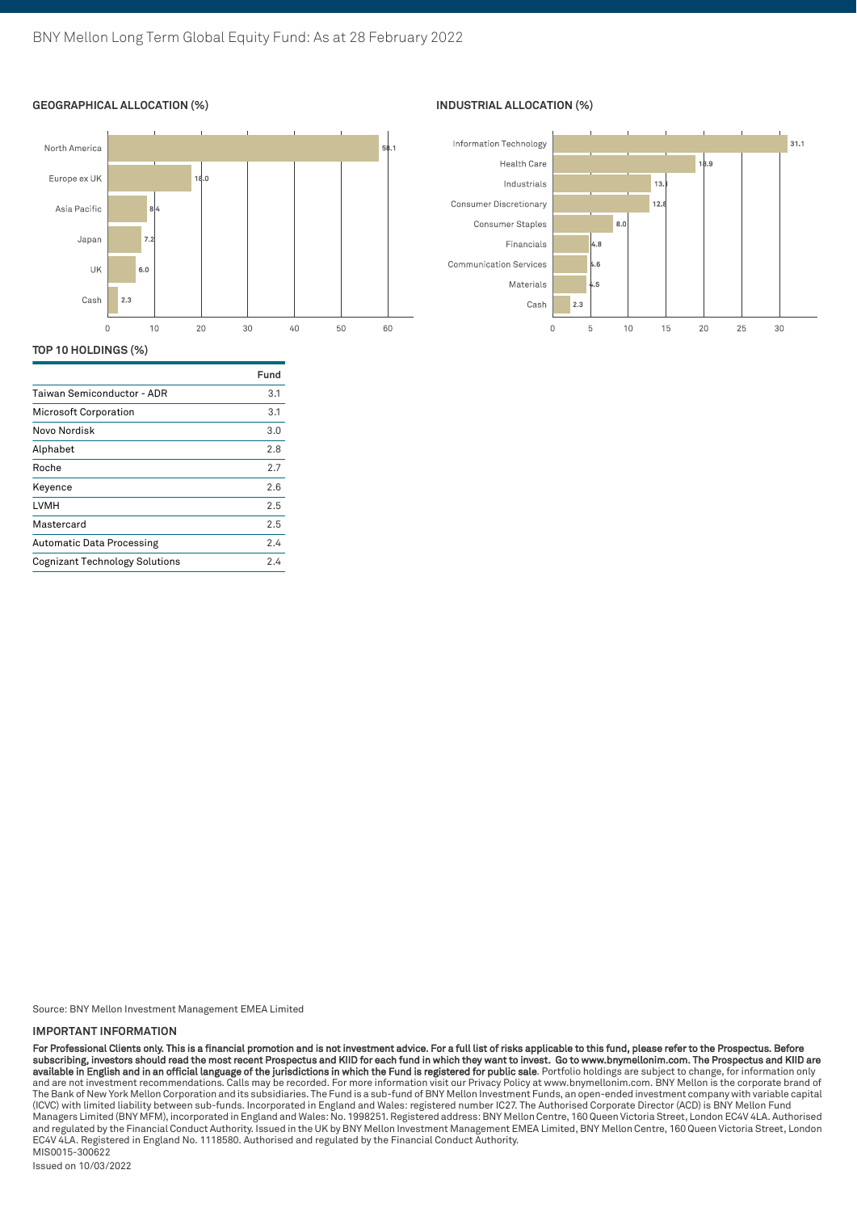BNY Mellon Long Term Global Equity Fund: As at 28 February 2022

## GEOGRAPHICAL ALLOCATION (%)

North America
Europe ex UK
Asia Pacific
Japan
UK
Cash

58.1
18.0
8.4
7.2
6.0
2.3

0 10 20 30 40 50 60

## INDUSTRIAL ALLOCATION (%)

Information Technology
Health Care
Industrials
Consumer Discretionary
Consumer Staples
Financials
Communication Services
Materials
Cash

31.1
18.9
13.1
12.8
8.0
4.8
4.6
4.5
2.3

0 5 10 15 20 25 30

## TOP 10 HOLDINGS (%)

| | Fund |
|---|---|
| Taiwan Semiconductor - ADR | 3.1 |
| Microsoft Corporation | 3.1 |
| Novo Nordisk | 3.0 |
| Alphabet | 2.8 |
| Roche | 2.7 |
| Keyence | 2.6 |
| LVMH | 2.5 |
| Mastercard | 2.5 |
| Automatic Data Processing | 2.4 |
| Cognizant Technology Solutions | 2.4 |

Source: BNY Mellon Investment Management EMEA Limited

## IMPORTANT INFORMATION

**For Professional Clients only. This is a financial promotion and is not investment advice. For a full list of risks applicable to this fund, please refer to the Prospectus. Before subscribing, investors should read the most recent Prospectus and KIID for each fund in which they want to invest. Go to www.bnymellonim.com. The Prospectus and KIID are available in English and in an official language of the jurisdictions in which the Fund is registered for public sale**. Portfolio holdings are subject to change, for information only and are not investment recommendations. Calls may be recorded. For more information visit our Privacy Policy at www.bnymellonim.com. BNY Mellon is the corporate brand of The Bank of New York Mellon Corporation and its subsidiaries. The Fund is a sub-fund of BNY Mellon Investment Funds, an open-ended investment company with variable capital (ICVC) with limited liability between sub-funds. Incorporated in England and Wales: registered number IC27. The Authorised Corporate Director (ACD) is BNY Mellon Fund Managers Limited (BNY MFM), incorporated in England and Wales: No. 1998251. Registered address: BNY Mellon Centre, 160 Queen Victoria Street, London EC4V 4LA. Authorised and regulated by the Financial Conduct Authority. Issued in the UK by BNY Mellon Investment Management EMEA Limited, BNY Mellon Centre, 160 Queen Victoria Street, London EC4V 4LA. Registered in England No. 1118580. Authorised and regulated by the Financial Conduct Authority.

MIS0015-300622

Issued on 10/03/2022